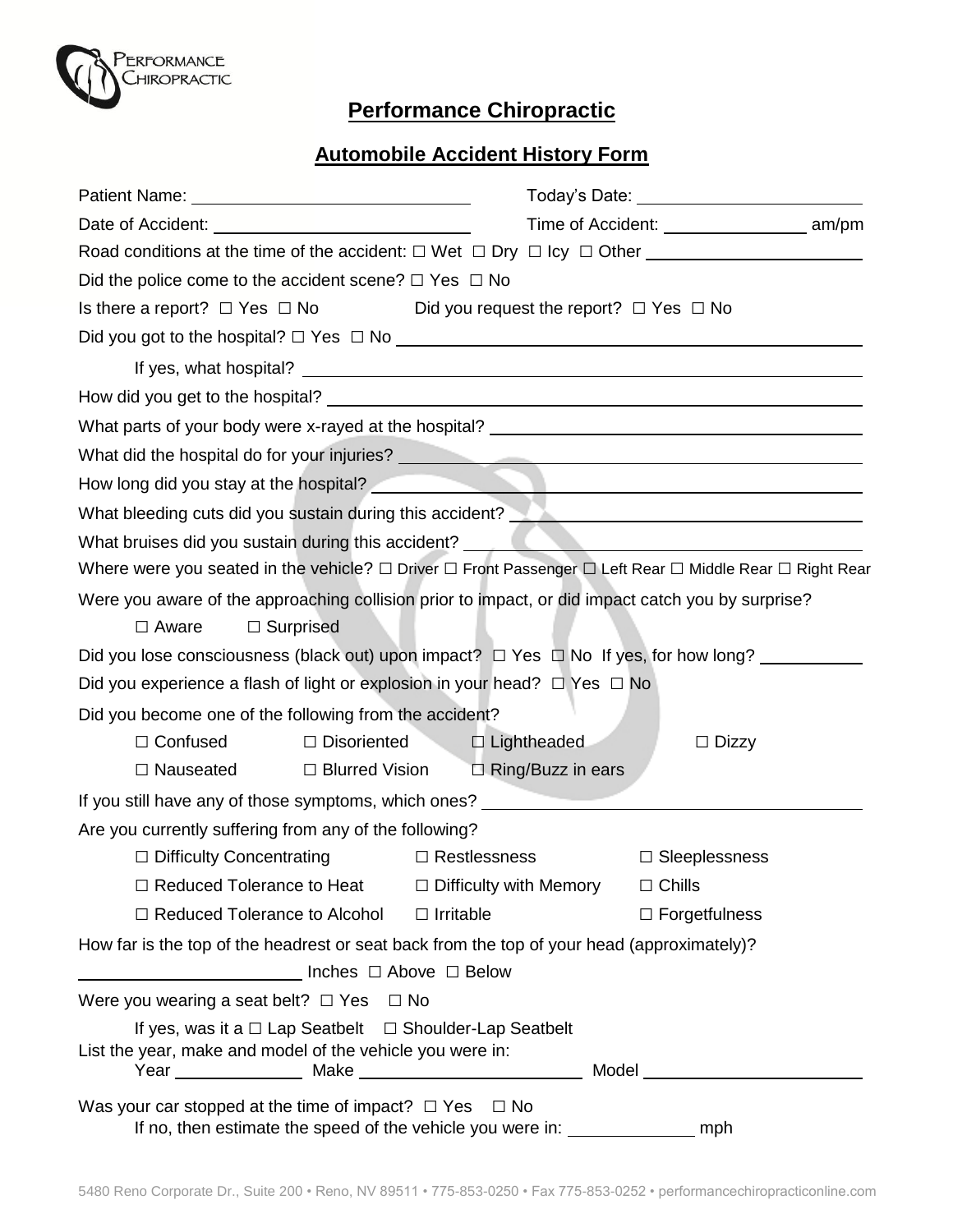# Performance Chiropractic

## Automobile Accident History Form

Patient Name: ______________________________ Today's Date: __________________________

Date of Accident: ____________________________ Time of Accident: ________________ am/pm

Road conditions at the time of the accident: ☐ Wet ☐ Dry ☐ Icy ☐ Other ________________________

Did the police come to the accident scene? ☐ Yes ☐ No

Is there a report? ☐ Yes ☐ No Did you request the report? ☐ Yes ☐ No

Did you got to the hospital? ☐ Yes ☐ No ____________________________________________________

If yes, what hospital? ____________________________________________________________

How did you get to the hospital? ____________________________________________________________

What parts of your body were x-rayed at the hospital? ________________________________________

What did the hospital do for your injuries? ______________________________________________

How long did you stay at the hospital? __________________________________________________

What bleeding cuts did you sustain during this accident? _____________________________________

What bruises did you sustain during this accident? _________________________________________

Where were you seated in the vehicle? ☐ Driver ☐ Front Passenger ☐ Left Rear ☐ Middle Rear ☐ Right Rear

Were you aware of the approaching collision prior to impact, or did impact catch you by surprise?

☐ Aware ☐ Surprised

Did you lose consciousness (black out) upon impact? ☐ Yes ☐ No If yes, for how long? ___________

Did you experience a flash of light or explosion in your head? ☐ Yes ☐ No

Did you become one of the following from the accident?

☐ Confused ☐ Disoriented ☐ Lightheaded ☐ Dizzy

☐ Nauseated ☐ Blurred Vision ☐ Ring/Buzz in ears

If you still have any of those symptoms, which ones? _________________________________________

Are you currently suffering from any of the following?

☐ Difficulty Concentrating ☐ Restlessness ☐ Sleeplessness

☐ Reduced Tolerance to Heat ☐ Difficulty with Memory ☐ Chills

☐ Reduced Tolerance to Alcohol ☐ Irritable ☐ Forgetfulness

How far is the top of the headrest or seat back from the top of your head (approximately)?

________________________ Inches ☐ Above ☐ Below

Were you wearing a seat belt? ☐ Yes ☐ No

If yes, was it a ☐ Lap Seatbelt ☐ Shoulder-Lap Seatbelt

List the year, make and model of the vehicle you were in:

Year ______________ Make ________________________ Model ________________________

Was your car stopped at the time of impact? ☐ Yes ☐ No

If no, then estimate the speed of the vehicle you were in: ______________ mph

5480 Reno Corporate Dr., Suite 200 • Reno, NV 89511 • 775-853-0250 • Fax 775-853-0252 • performancechiropracticonline.com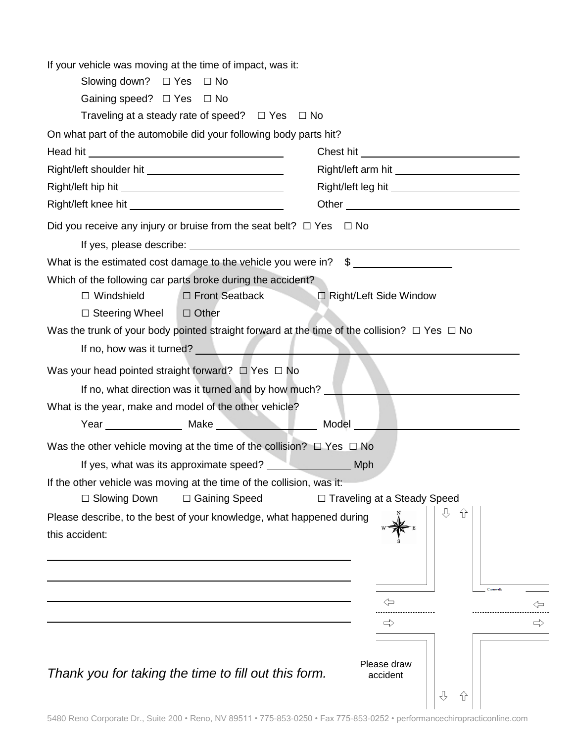If your vehicle was moving at the time of impact, was it:

Slowing down? ☐ Yes ☐ No

Gaining speed? ☐ Yes ☐ No

Traveling at a steady rate of speed? ☐ Yes ☐ No

On what part of the automobile did your following body parts hit?

Head hit ______________________ Chest hit ______________________

Right/left shoulder hit ______________________ Right/left arm hit ______________________

Right/left hip hit ______________________ Right/left leg hit ______________________

Right/left knee hit ______________________ Other ______________________

Did you receive any injury or bruise from the seat belt? ☐ Yes ☐ No

If yes, please describe: ______________________________________________

What is the estimated cost damage to the vehicle you were in? $ ______________

Which of the following car parts broke during the accident?

☐ Windshield ☐ Front Seatback ☐ Right/Left Side Window

☐ Steering Wheel ☐ Other

Was the trunk of your body pointed straight forward at the time of the collision? ☐ Yes ☐ No

If no, how was it turned? ______________________________________________

Was your head pointed straight forward? ☐ Yes ☐ No

If no, what direction was it turned and by how much? ______________________

What is the year, make and model of the other vehicle?

Year ____________ Make ______________ Model ______________________

Was the other vehicle moving at the time of the collision? ☐ Yes ☐ No

If yes, what was its approximate speed? ____________ Mph

If the other vehicle was moving at the time of the collision, was it:

☐ Slowing Down ☐ Gaining Speed ☐ Traveling at a Steady Speed

Please describe, to the best of your knowledge, what happened during this accident:

______________________________________________

______________________________________________

______________________________________________

______________________________________________

N
W E
S

Crosswalk

Please draw accident

*Thank you for taking the time to fill out this form.*

5480 Reno Corporate Dr., Suite 200 • Reno, NV 89511 • 775-853-0250 • Fax 775-853-0252 • performancechiropracticonline.com